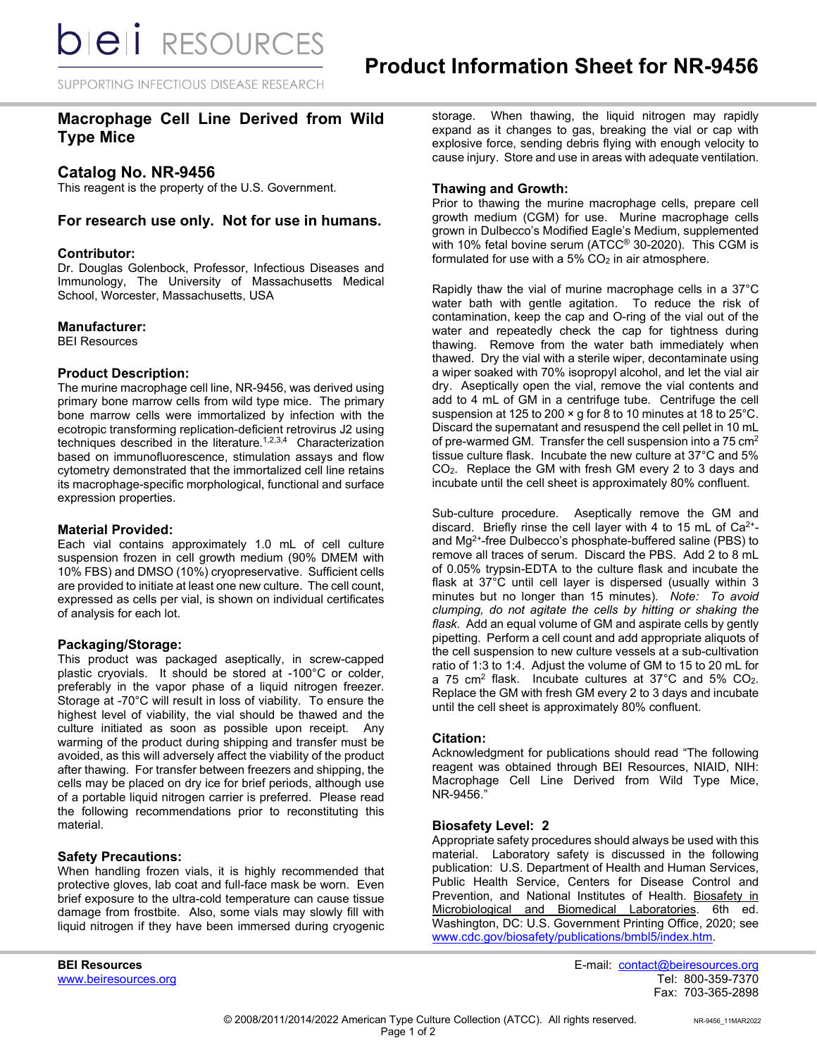# Product Information Sheet for NR-9456

## Macrophage Cell Line Derived from Wild Type Mice

## Catalog No. NR-9456

This reagent is the property of the U.S. Government.

### For research use only. Not for use in humans.

### Contributor:

Dr. Douglas Golenbock, Professor, Infectious Diseases and Immunology, The University of Massachusetts Medical School, Worcester, Massachusetts, USA

### Manufacturer:

BEI Resources

### Product Description:

The murine macrophage cell line, NR-9456, was derived using primary bone marrow cells from wild type mice. The primary bone marrow cells were immortalized by infection with the ecotropic transforming replication-deficient retrovirus J2 using techniques described in the literature.[1,2,3,4] Characterization based on immunofluorescence, stimulation assays and flow cytometry demonstrated that the immortalized cell line retains its macrophage-specific morphological, functional and surface expression properties.

### Material Provided:

Each vial contains approximately 1.0 mL of cell culture suspension frozen in cell growth medium (90% DMEM with 10% FBS) and DMSO (10%) cryopreservative. Sufficient cells are provided to initiate at least one new culture. The cell count, expressed as cells per vial, is shown on individual certificates of analysis for each lot.

### Packaging/Storage:

This product was packaged aseptically, in screw-capped plastic cryovials. It should be stored at -100°C or colder, preferably in the vapor phase of a liquid nitrogen freezer. Storage at -70°C will result in loss of viability. To ensure the highest level of viability, the vial should be thawed and the culture initiated as soon as possible upon receipt. Any warming of the product during shipping and transfer must be avoided, as this will adversely affect the viability of the product after thawing. For transfer between freezers and shipping, the cells may be placed on dry ice for brief periods, although use of a portable liquid nitrogen carrier is preferred. Please read the following recommendations prior to reconstituting this material.

### Safety Precautions:

When handling frozen vials, it is highly recommended that protective gloves, lab coat and full-face mask be worn. Even brief exposure to the ultra-cold temperature can cause tissue damage from frostbite. Also, some vials may slowly fill with liquid nitrogen if they have been immersed during cryogenic storage. When thawing, the liquid nitrogen may rapidly expand as it changes to gas, breaking the vial or cap with explosive force, sending debris flying with enough velocity to cause injury. Store and use in areas with adequate ventilation.

### Thawing and Growth:

Prior to thawing the murine macrophage cells, prepare cell growth medium (CGM) for use. Murine macrophage cells grown in Dulbecco's Modified Eagle's Medium, supplemented with 10% fetal bovine serum (ATCC® 30-2020). This CGM is formulated for use with a 5% $CO_2$ in air atmosphere.

Rapidly thaw the vial of murine macrophage cells in a 37°C water bath with gentle agitation. To reduce the risk of contamination, keep the cap and O-ring of the vial out of the water and repeatedly check the cap for tightness during thawing. Remove from the water bath immediately when thawed. Dry the vial with a sterile wiper, decontaminate using a wiper soaked with 70% isopropyl alcohol, and let the vial air dry. Aseptically open the vial, remove the vial contents and add to 4 mL of GM in a centrifuge tube. Centrifuge the cell suspension at 125 to 200 × g for 8 to 10 minutes at 18 to 25°C. Discard the supernatant and resuspend the cell pellet in 10 mL of pre-warmed GM. Transfer the cell suspension into a 75 $cm^2$ tissue culture flask. Incubate the new culture at 37°C and 5% $CO_2$. Replace the GM with fresh GM every 2 to 3 days and incubate until the cell sheet is approximately 80% confluent.

Sub-culture procedure. Aseptically remove the GM and discard. Briefly rinse the cell layer with 4 to 15 mL of $Ca^{2+}$- and $Mg^{2+}$-free Dulbecco's phosphate-buffered saline (PBS) to remove all traces of serum. Discard the PBS. Add 2 to 8 mL of 0.05% trypsin-EDTA to the culture flask and incubate the flask at 37°C until cell layer is dispersed (usually within 3 minutes but no longer than 15 minutes). *Note: To avoid clumping, do not agitate the cells by hitting or shaking the flask.* Add an equal volume of GM and aspirate cells by gently pipetting. Perform a cell count and add appropriate aliquots of the cell suspension to new culture vessels at a sub-cultivation ratio of 1:3 to 1:4. Adjust the volume of GM to 15 to 20 mL for a 75 $cm^2$ flask. Incubate cultures at 37°C and 5% $CO_2$. Replace the GM with fresh GM every 2 to 3 days and incubate until the cell sheet is approximately 80% confluent.

### Citation:

Acknowledgment for publications should read "The following reagent was obtained through BEI Resources, NIAID, NIH: Macrophage Cell Line Derived from Wild Type Mice, NR-9456."

### Biosafety Level: 2

Appropriate safety procedures should always be used with this material. Laboratory safety is discussed in the following publication: U.S. Department of Health and Human Services, Public Health Service, Centers for Disease Control and Prevention, and National Institutes of Health. Biosafety in Microbiological and Biomedical Laboratories. 6th ed. Washington, DC: U.S. Government Printing Office, 2020; see www.cdc.gov/biosafety/publications/bmbl5/index.htm.

**BEI Resources**
www.beiresources.org

E-mail: contact@beiresources.org
Tel: 800-359-7370
Fax: 703-365-2898

© 2008/2011/2014/2022 American Type Culture Collection (ATCC). All rights reserved.

NR-9456_11MAR2022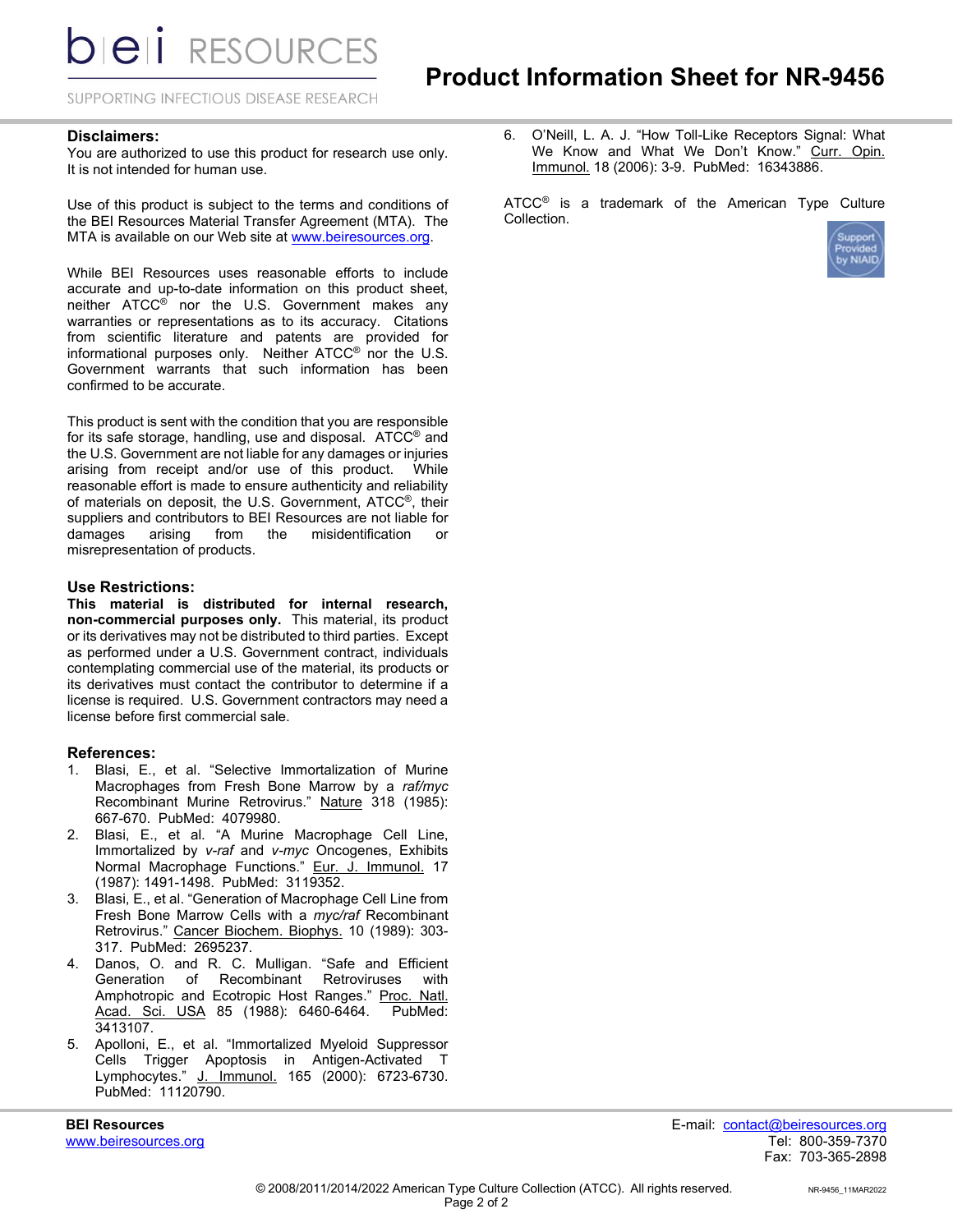## Disclaimers:

You are authorized to use this product for research use only. It is not intended for human use.

Use of this product is subject to the terms and conditions of the BEI Resources Material Transfer Agreement (MTA). The MTA is available on our Web site at www.beiresources.org.

While BEI Resources uses reasonable efforts to include accurate and up-to-date information on this product sheet, neither ATCC® nor the U.S. Government makes any warranties or representations as to its accuracy. Citations from scientific literature and patents are provided for informational purposes only. Neither ATCC® nor the U.S. Government warrants that such information has been confirmed to be accurate.

This product is sent with the condition that you are responsible for its safe storage, handling, use and disposal. ATCC® and the U.S. Government are not liable for any damages or injuries arising from receipt and/or use of this product. While reasonable effort is made to ensure authenticity and reliability of materials on deposit, the U.S. Government, ATCC®, their suppliers and contributors to BEI Resources are not liable for damages arising from the misidentification or misrepresentation of products.

## Use Restrictions:

**This material is distributed for internal research, non-commercial purposes only.** This material, its product or its derivatives may not be distributed to third parties. Except as performed under a U.S. Government contract, individuals contemplating commercial use of the material, its products or its derivatives must contact the contributor to determine if a license is required. U.S. Government contractors may need a license before first commercial sale.

## References:

1. Blasi, E., et al. "Selective Immortalization of Murine Macrophages from Fresh Bone Marrow by a *raf/myc* Recombinant Murine Retrovirus." Nature 318 (1985): 667-670. PubMed: 4079980.
2. Blasi, E., et al. "A Murine Macrophage Cell Line, Immortalized by *v-raf* and *v-myc* Oncogenes, Exhibits Normal Macrophage Functions." Eur. J. Immunol. 17 (1987): 1491-1498. PubMed: 3119352.
3. Blasi, E., et al. "Generation of Macrophage Cell Line from Fresh Bone Marrow Cells with a *myc/raf* Recombinant Retrovirus." Cancer Biochem. Biophys. 10 (1989): 303-317. PubMed: 2695237.
4. Danos, O. and R. C. Mulligan. "Safe and Efficient Generation of Recombinant Retroviruses with Amphotropic and Ecotropic Host Ranges." Proc. Natl. Acad. Sci. USA 85 (1988): 6460-6464. PubMed: 3413107.
5. Apolloni, E., et al. "Immortalized Myeloid Suppressor Cells Trigger Apoptosis in Antigen-Activated T Lymphocytes." J. Immunol. 165 (2000): 6723-6730. PubMed: 11120790.
6. O'Neill, L. A. J. "How Toll-Like Receptors Signal: What We Know and What We Don't Know." Curr. Opin. Immunol. 18 (2006): 3-9. PubMed: 16343886.

ATCC® is a trademark of the American Type Culture Collection.

Support Provided by NIAID

**BEI Resources**
www.beiresources.org

E-mail: contact@beiresources.org
Tel: 800-359-7370
Fax: 703-365-2898

© 2008/2011/2014/2022 American Type Culture Collection (ATCC). All rights reserved.

NR-9456_11MAR2022